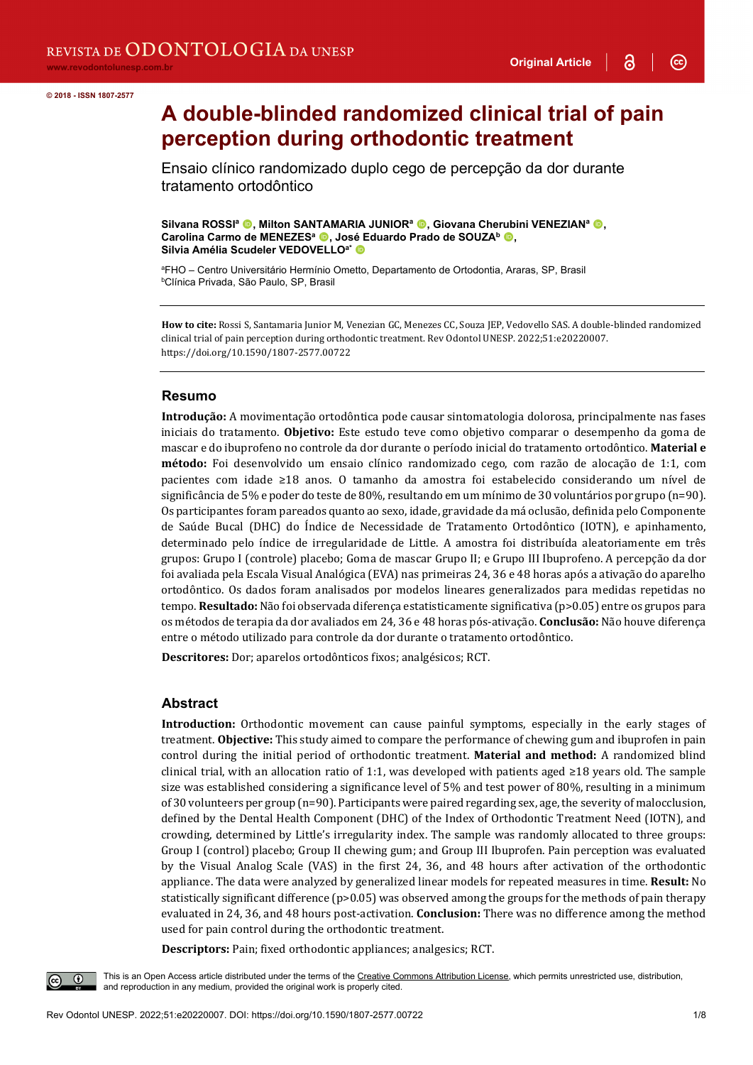© 2018 - ISSN 1807-2577

# A double-blinded randomized clinical trial of pain perception during orthodontic treatment

Ensaio clínico randomizado duplo cego de percepção da dor durante tratamento ortodôntico

**Silvana ROSSI**[a], **Milton SANTAMARIA JUNIOR**[a], **Giovana Cherubini VENEZIAN**[a], **Carolina Carmo de MENEZES**[a], **José Eduardo Prado de SOUZA**[b], **Silvia Amélia Scudeler VEDOVELLO**[a*]

[a]FHO – Centro Universitário Hermínio Ometto, Departamento de Ortodontia, Araras, SP, Brasil
[b]Clínica Privada, São Paulo, SP, Brasil

**How to cite:** Rossi S, Santamaria Junior M, Venezian GC, Menezes CC, Souza JEP, Vedovello SAS. A double-blinded randomized clinical trial of pain perception during orthodontic treatment. Rev Odontol UNESP. 2022;51:e20220007. https://doi.org/10.1590/1807-2577.00722

## Resumo

**Introdução:** A movimentação ortodôntica pode causar sintomatologia dolorosa, principalmente nas fases iniciais do tratamento. **Objetivo:** Este estudo teve como objetivo comparar o desempenho da goma de mascar e do ibuprofeno no controle da dor durante o período inicial do tratamento ortodôntico. **Material e método:** Foi desenvolvido um ensaio clínico randomizado cego, com razão de alocação de 1:1, com pacientes com idade ≥18 anos. O tamanho da amostra foi estabelecido considerando um nível de significância de 5% e poder do teste de 80%, resultando em um mínimo de 30 voluntários por grupo (n=90). Os participantes foram pareados quanto ao sexo, idade, gravidade da má oclusão, definida pelo Componente de Saúde Bucal (DHC) do Índice de Necessidade de Tratamento Ortodôntico (IOTN), e apinhamento, determinado pelo índice de irregularidade de Little. A amostra foi distribuída aleatoriamente em três grupos: Grupo I (controle) placebo; Goma de mascar Grupo II; e Grupo III Ibuprofeno. A percepção da dor foi avaliada pela Escala Visual Analógica (EVA) nas primeiras 24, 36 e 48 horas após a ativação do aparelho ortodôntico. Os dados foram analisados por modelos lineares generalizados para medidas repetidas no tempo. **Resultado:** Não foi observada diferença estatisticamente significativa (p>0.05) entre os grupos para os métodos de terapia da dor avaliados em 24, 36 e 48 horas pós-ativação. **Conclusão:** Não houve diferença entre o método utilizado para controle da dor durante o tratamento ortodôntico.

**Descritores:** Dor; aparelos ortodônticos fixos; analgésicos; RCT.

## Abstract

**Introduction:** Orthodontic movement can cause painful symptoms, especially in the early stages of treatment. **Objective:** This study aimed to compare the performance of chewing gum and ibuprofen in pain control during the initial period of orthodontic treatment. **Material and method:** A randomized blind clinical trial, with an allocation ratio of 1:1, was developed with patients aged ≥18 years old. The sample size was established considering a significance level of 5% and test power of 80%, resulting in a minimum of 30 volunteers per group (n=90). Participants were paired regarding sex, age, the severity of malocclusion, defined by the Dental Health Component (DHC) of the Index of Orthodontic Treatment Need (IOTN), and crowding, determined by Little's irregularity index. The sample was randomly allocated to three groups: Group I (control) placebo; Group II chewing gum; and Group III Ibuprofen. Pain perception was evaluated by the Visual Analog Scale (VAS) in the first 24, 36, and 48 hours after activation of the orthodontic appliance. The data were analyzed by generalized linear models for repeated measures in time. **Result:** No statistically significant difference (p>0.05) was observed among the groups for the methods of pain therapy evaluated in 24, 36, and 48 hours post-activation. **Conclusion:** There was no difference among the method used for pain control during the orthodontic treatment.

**Descriptors:** Pain; fixed orthodontic appliances; analgesics; RCT.

This is an Open Access article distributed under the terms of the Creative Commons Attribution License, which permits unrestricted use, distribution, and reproduction in any medium, provided the original work is properly cited.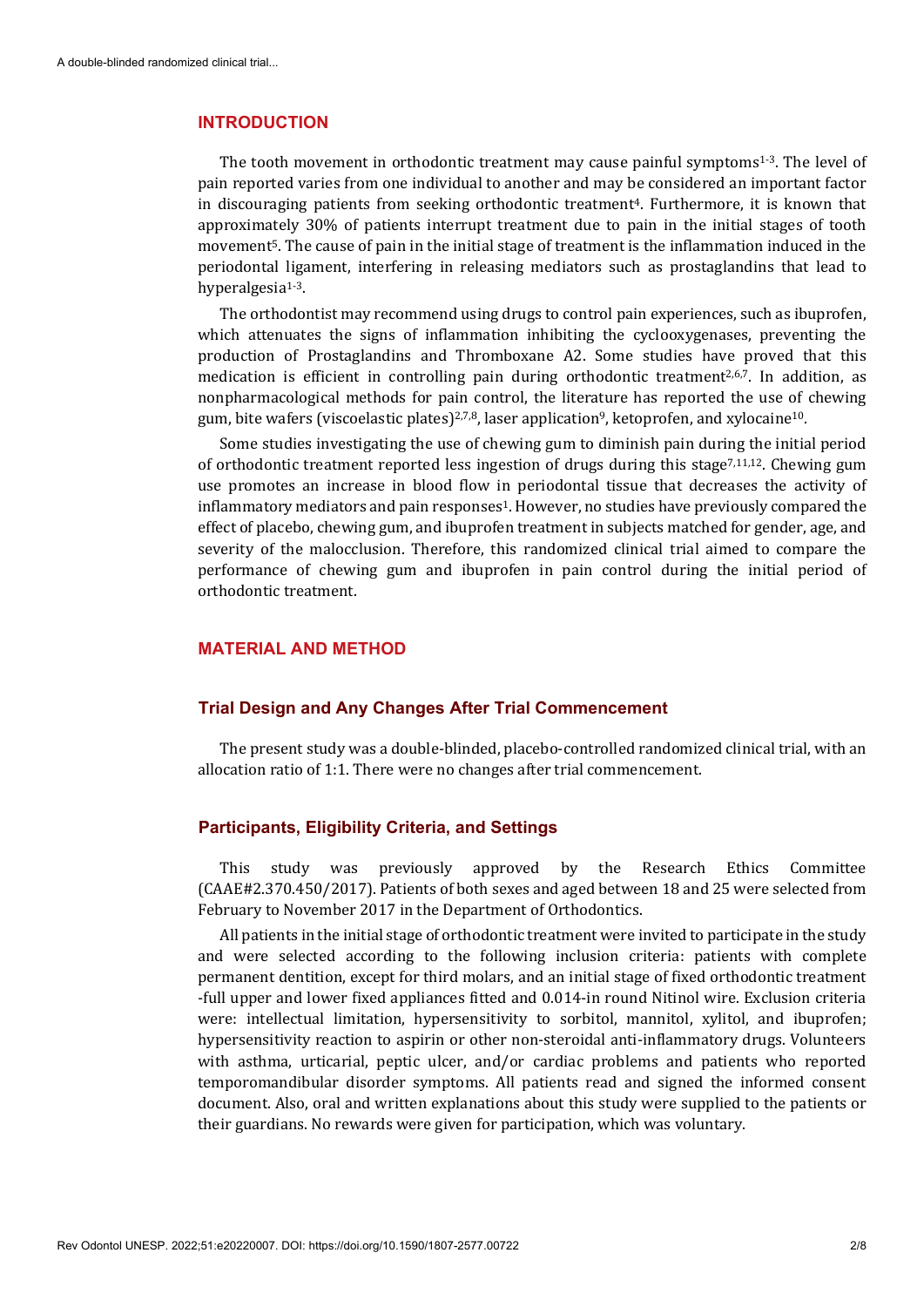## INTRODUCTION

The tooth movement in orthodontic treatment may cause painful symptoms[1-3]. The level of pain reported varies from one individual to another and may be considered an important factor in discouraging patients from seeking orthodontic treatment[4]. Furthermore, it is known that approximately 30% of patients interrupt treatment due to pain in the initial stages of tooth movement[5]. The cause of pain in the initial stage of treatment is the inflammation induced in the periodontal ligament, interfering in releasing mediators such as prostaglandins that lead to hyperalgesia[1-3].

The orthodontist may recommend using drugs to control pain experiences, such as ibuprofen, which attenuates the signs of inflammation inhibiting the cyclooxygenases, preventing the production of Prostaglandins and Thromboxane A2. Some studies have proved that this medication is efficient in controlling pain during orthodontic treatment[2,6,7]. In addition, as nonpharmacological methods for pain control, the literature has reported the use of chewing gum, bite wafers (viscoelastic plates)[2,7,8], laser application[9], ketoprofen, and xylocaine[10].

Some studies investigating the use of chewing gum to diminish pain during the initial period of orthodontic treatment reported less ingestion of drugs during this stage[7,11,12]. Chewing gum use promotes an increase in blood flow in periodontal tissue that decreases the activity of inflammatory mediators and pain responses[1]. However, no studies have previously compared the effect of placebo, chewing gum, and ibuprofen treatment in subjects matched for gender, age, and severity of the malocclusion. Therefore, this randomized clinical trial aimed to compare the performance of chewing gum and ibuprofen in pain control during the initial period of orthodontic treatment.

## MATERIAL AND METHOD

### Trial Design and Any Changes After Trial Commencement

The present study was a double-blinded, placebo-controlled randomized clinical trial, with an allocation ratio of 1:1. There were no changes after trial commencement.

### Participants, Eligibility Criteria, and Settings

This study was previously approved by the Research Ethics Committee (CAAE#2.370.450/2017). Patients of both sexes and aged between 18 and 25 were selected from February to November 2017 in the Department of Orthodontics.

All patients in the initial stage of orthodontic treatment were invited to participate in the study and were selected according to the following inclusion criteria: patients with complete permanent dentition, except for third molars, and an initial stage of fixed orthodontic treatment -full upper and lower fixed appliances fitted and 0.014-in round Nitinol wire. Exclusion criteria were: intellectual limitation, hypersensitivity to sorbitol, mannitol, xylitol, and ibuprofen; hypersensitivity reaction to aspirin or other non-steroidal anti-inflammatory drugs. Volunteers with asthma, urticarial, peptic ulcer, and/or cardiac problems and patients who reported temporomandibular disorder symptoms. All patients read and signed the informed consent document. Also, oral and written explanations about this study were supplied to the patients or their guardians. No rewards were given for participation, which was voluntary.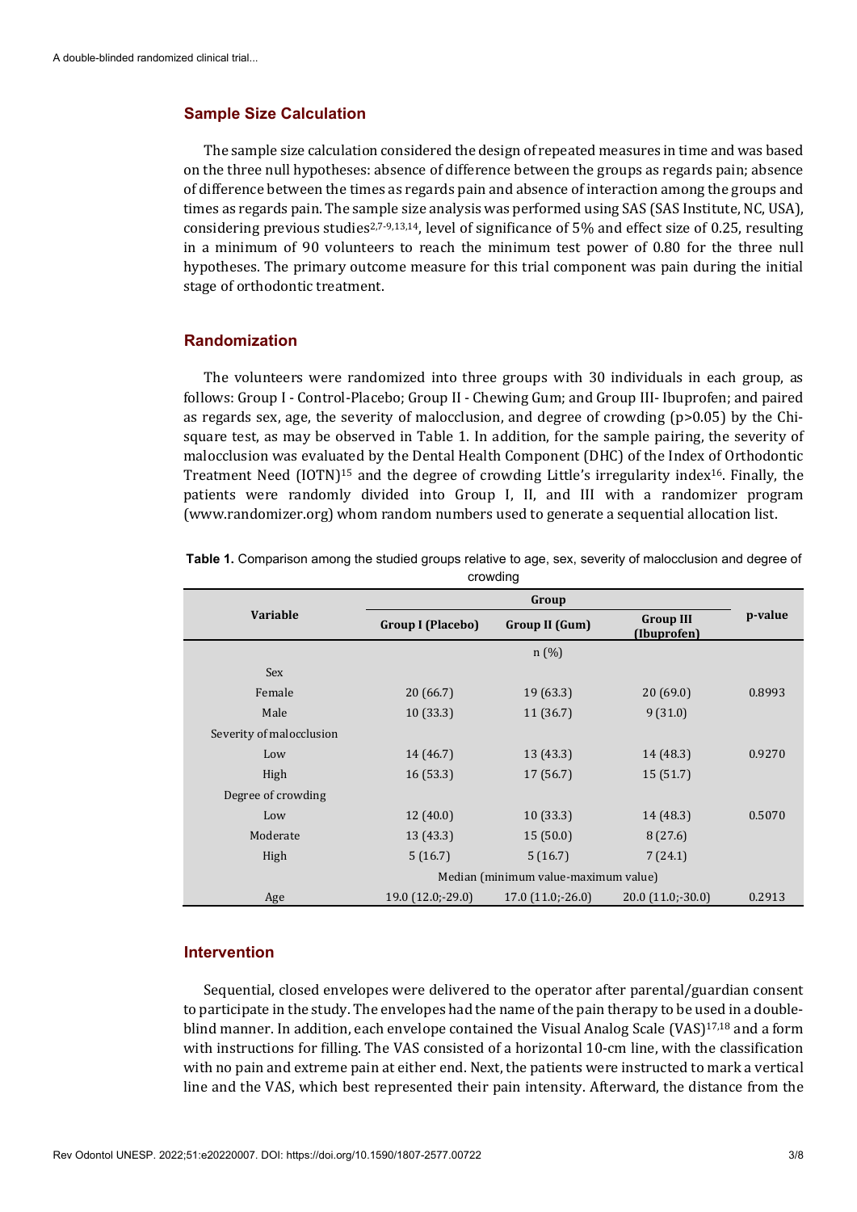## Sample Size Calculation

The sample size calculation considered the design of repeated measures in time and was based on the three null hypotheses: absence of difference between the groups as regards pain; absence of difference between the times as regards pain and absence of interaction among the groups and times as regards pain. The sample size analysis was performed using SAS (SAS Institute, NC, USA), considering previous studies[2,7-9,13,14], level of significance of 5% and effect size of 0.25, resulting in a minimum of 90 volunteers to reach the minimum test power of 0.80 for the three null hypotheses. The primary outcome measure for this trial component was pain during the initial stage of orthodontic treatment.

## Randomization

The volunteers were randomized into three groups with 30 individuals in each group, as follows: Group I - Control-Placebo; Group II - Chewing Gum; and Group III- Ibuprofen; and paired as regards sex, age, the severity of malocclusion, and degree of crowding (p>0.05) by the Chi-square test, as may be observed in Table 1. In addition, for the sample pairing, the severity of malocclusion was evaluated by the Dental Health Component (DHC) of the Index of Orthodontic Treatment Need (IOTN)[15] and the degree of crowding Little's irregularity index[16]. Finally, the patients were randomly divided into Group I, II, and III with a randomizer program (www.randomizer.org) whom random numbers used to generate a sequential allocation list.

**Table 1.** Comparison among the studied groups relative to age, sex, severity of malocclusion and degree of crowding

| Variable | Group | | | p-value |
|---|---|---|---|---|
| | Group I (Placebo) | Group II (Gum) | Group III (Ibuprofen) | |
| | n (%) | | | |
| Sex | | | | |
| Female | 20 (66.7) | 19 (63.3) | 20 (69.0) | 0.8993 |
| Male | 10 (33.3) | 11 (36.7) | 9 (31.0) | |
| Severity of malocclusion | | | | |
| Low | 14 (46.7) | 13 (43.3) | 14 (48.3) | 0.9270 |
| High | 16 (53.3) | 17 (56.7) | 15 (51.7) | |
| Degree of crowding | | | | |
| Low | 12 (40.0) | 10 (33.3) | 14 (48.3) | 0.5070 |
| Moderate | 13 (43.3) | 15 (50.0) | 8 (27.6) | |
| High | 5 (16.7) | 5 (16.7) | 7 (24.1) | |
| | Median (minimum value-maximum value) | | | |
| Age | 19.0 (12.0;-29.0) | 17.0 (11.0;-26.0) | 20.0 (11.0;-30.0) | 0.2913 |

## Intervention

Sequential, closed envelopes were delivered to the operator after parental/guardian consent to participate in the study. The envelopes had the name of the pain therapy to be used in a double-blind manner. In addition, each envelope contained the Visual Analog Scale (VAS)[17,18] and a form with instructions for filling. The VAS consisted of a horizontal 10-cm line, with the classification with no pain and extreme pain at either end. Next, the patients were instructed to mark a vertical line and the VAS, which best represented their pain intensity. Afterward, the distance from the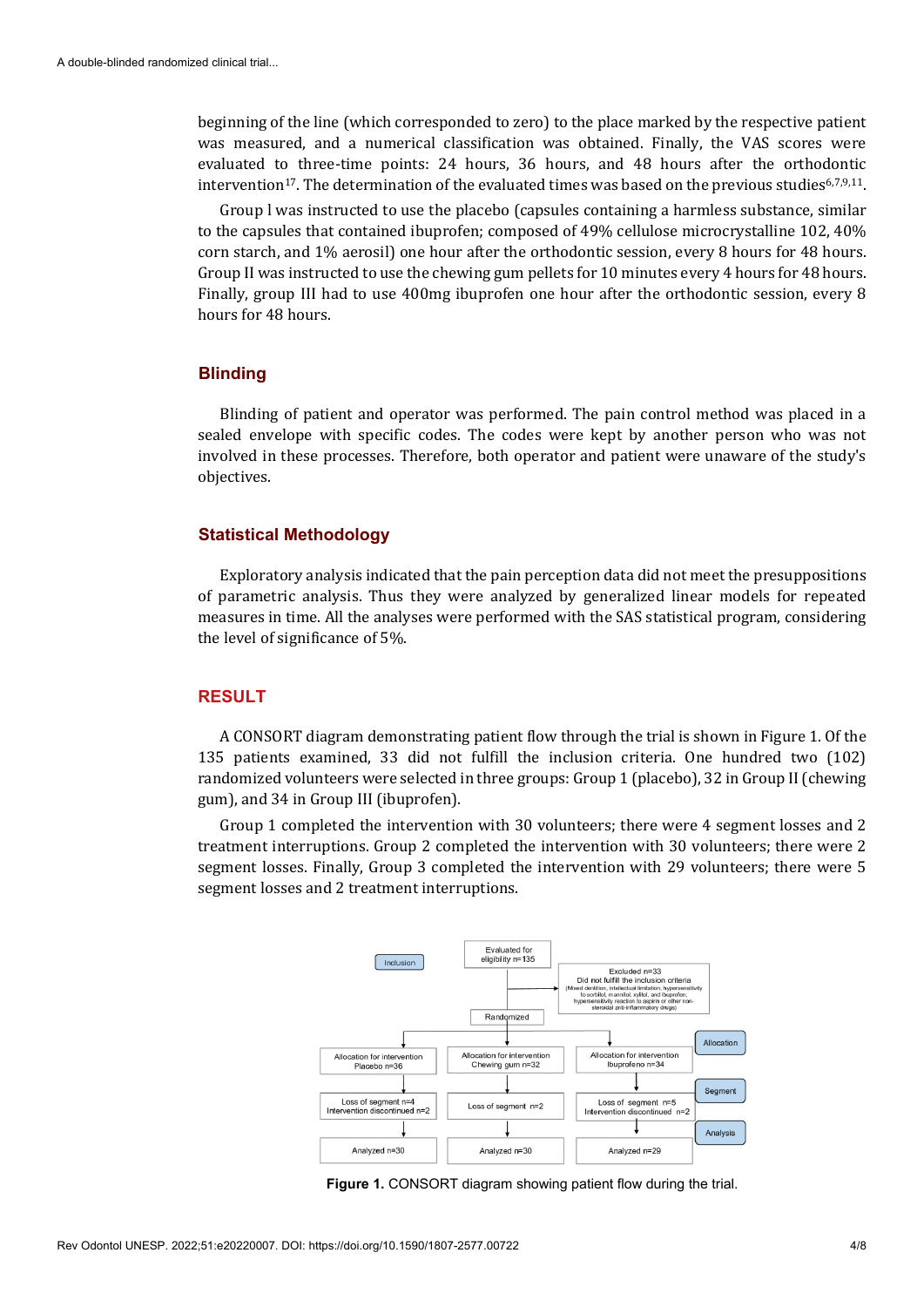beginning of the line (which corresponded to zero) to the place marked by the respective patient was measured, and a numerical classification was obtained. Finally, the VAS scores were evaluated to three-time points: 24 hours, 36 hours, and 48 hours after the orthodontic intervention[17]. The determination of the evaluated times was based on the previous studies[6,7,9,11].

Group I was instructed to use the placebo (capsules containing a harmless substance, similar to the capsules that contained ibuprofen; composed of 49% cellulose microcrystalline 102, 40% corn starch, and 1% aerosil) one hour after the orthodontic session, every 8 hours for 48 hours. Group II was instructed to use the chewing gum pellets for 10 minutes every 4 hours for 48 hours. Finally, group III had to use 400mg ibuprofen one hour after the orthodontic session, every 8 hours for 48 hours.

## Blinding

Blinding of patient and operator was performed. The pain control method was placed in a sealed envelope with specific codes. The codes were kept by another person who was not involved in these processes. Therefore, both operator and patient were unaware of the study's objectives.

## Statistical Methodology

Exploratory analysis indicated that the pain perception data did not meet the presuppositions of parametric analysis. Thus they were analyzed by generalized linear models for repeated measures in time. All the analyses were performed with the SAS statistical program, considering the level of significance of 5%.

# RESULT

A CONSORT diagram demonstrating patient flow through the trial is shown in Figure 1. Of the 135 patients examined, 33 did not fulfill the inclusion criteria. One hundred two (102) randomized volunteers were selected in three groups: Group 1 (placebo), 32 in Group II (chewing gum), and 34 in Group III (ibuprofen).

Group 1 completed the intervention with 30 volunteers; there were 4 segment losses and 2 treatment interruptions. Group 2 completed the intervention with 30 volunteers; there were 2 segment losses. Finally, Group 3 completed the intervention with 29 volunteers; there were 5 segment losses and 2 treatment interruptions.

Inclusion: Evaluated for eligibility n=135

Excluded n=33
Did not fulfill the inclusion criteria
(Mixed dentition, intellectual limitation, hypersensitivity to sorbitol, mannitol, xylitol, and ibuprofen; hypersensitivity reaction to aspirin or other non-steroidal anti-inflammatory drugs)

Randomized

| | Placebo | Chewing gum | Ibuprofeno |
|---|---|---|---|
| Allocation | Allocation for intervention Placebo n=36 | Allocation for intervention Chewing gum n=32 | Allocation for intervention Ibuprofeno n=34 |
| Segment | Loss of segment n=4 Intervention discontinued n=2 | Loss of segment n=2 | Loss of segment n=5 Intervention discontinued n=2 |
| Analysis | Analyzed n=30 | Analyzed n=30 | Analyzed n=29 |

**Figure 1.** CONSORT diagram showing patient flow during the trial.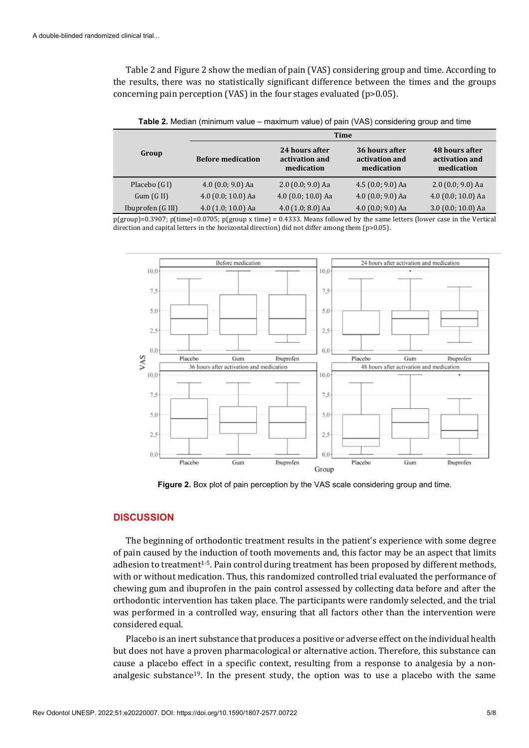Table 2 and Figure 2 show the median of pain (VAS) considering group and time. According to the results, there was no statistically significant difference between the times and the groups concerning pain perception (VAS) in the four stages evaluated (p>0.05).

**Table 2.** Median (minimum value – maximum value) of pain (VAS) considering group and time

| Group | Time | | | |
|---|---|---|---|---|
| | Before medication | 24 hours after activation and medication | 36 hours after activation and medication | 48 hours after activation and medication |
| Placebo (G I) | 4.0 (0.0; 9.0) Aa | 2.0 (0.0; 9.0) Aa | 4.5 (0.0; 9.0) Aa | 2.0 (0.0; 9.0) Aa |
| Gum (G II) | 4.0 (0.0; 10.0) Aa | 4.0 (0.0; 10.0) Aa | 4.0 (0.0; 9.0) Aa | 4.0 (0.0; 10.0) Aa |
| Ibuprofen (G III) | 4.0 (1.0; 10.0) Aa | 4.0 (1.0; 8.0) Aa | 4.0 (0.0; 9.0) Aa | 3.0 (0.0; 10.0) Aa |

p(group)=0.3907; p(time)=0.0705; p(group x time) = 0.4333. Means followed by the same letters (lower case in the Vertical direction and capital letters in the horizontal direction) did not differ among them (p>0.05).

**Figure 2.** Box plot of pain perception by the VAS scale considering group and time.

## DISCUSSION

The beginning of orthodontic treatment results in the patient's experience with some degree of pain caused by the induction of tooth movements and, this factor may be an aspect that limits adhesion to treatment[1-5]. Pain control during treatment has been proposed by different methods, with or without medication. Thus, this randomized controlled trial evaluated the performance of chewing gum and ibuprofen in the pain control assessed by collecting data before and after the orthodontic intervention has taken place. The participants were randomly selected, and the trial was performed in a controlled way, ensuring that all factors other than the intervention were considered equal.

Placebo is an inert substance that produces a positive or adverse effect on the individual health but does not have a proven pharmacological or alternative action. Therefore, this substance can cause a placebo effect in a specific context, resulting from a response to analgesia by a non-analgesic substance[19]. In the present study, the option was to use a placebo with the same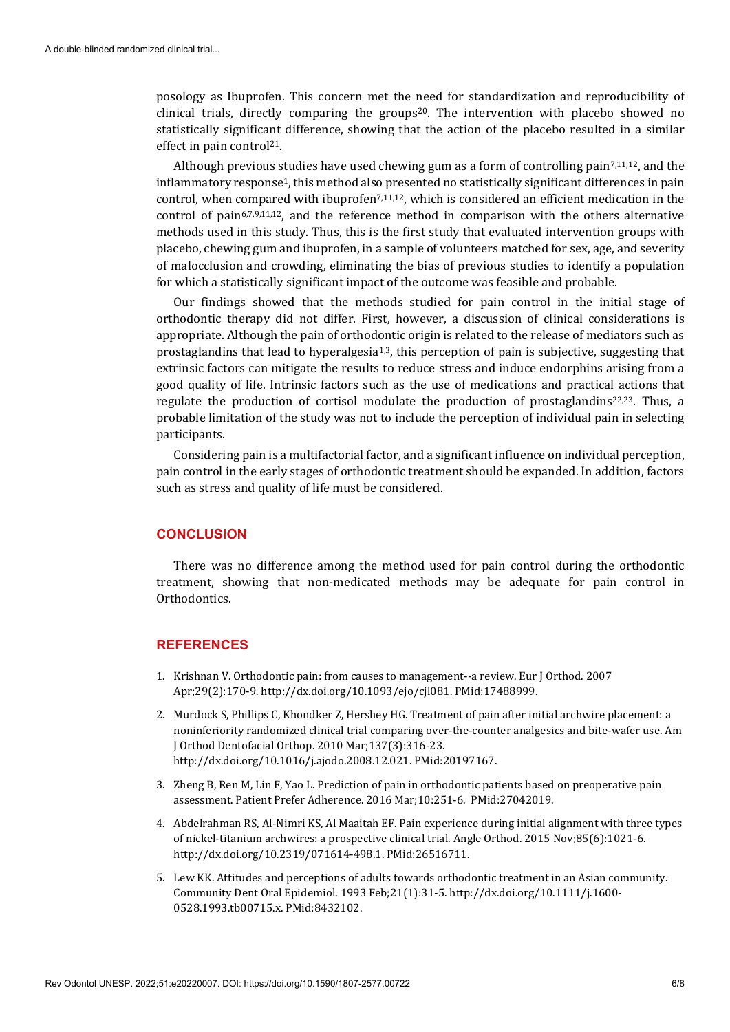posology as Ibuprofen. This concern met the need for standardization and reproducibility of clinical trials, directly comparing the groups[20]. The intervention with placebo showed no statistically significant difference, showing that the action of the placebo resulted in a similar effect in pain control[21].

Although previous studies have used chewing gum as a form of controlling pain[7,11,12], and the inflammatory response[1], this method also presented no statistically significant differences in pain control, when compared with ibuprofen[7,11,12], which is considered an efficient medication in the control of pain[6,7,9,11,12], and the reference method in comparison with the others alternative methods used in this study. Thus, this is the first study that evaluated intervention groups with placebo, chewing gum and ibuprofen, in a sample of volunteers matched for sex, age, and severity of malocclusion and crowding, eliminating the bias of previous studies to identify a population for which a statistically significant impact of the outcome was feasible and probable.

Our findings showed that the methods studied for pain control in the initial stage of orthodontic therapy did not differ. First, however, a discussion of clinical considerations is appropriate. Although the pain of orthodontic origin is related to the release of mediators such as prostaglandins that lead to hyperalgesia[1,3], this perception of pain is subjective, suggesting that extrinsic factors can mitigate the results to reduce stress and induce endorphins arising from a good quality of life. Intrinsic factors such as the use of medications and practical actions that regulate the production of cortisol modulate the production of prostaglandins[22,23]. Thus, a probable limitation of the study was not to include the perception of individual pain in selecting participants.

Considering pain is a multifactorial factor, and a significant influence on individual perception, pain control in the early stages of orthodontic treatment should be expanded. In addition, factors such as stress and quality of life must be considered.

## CONCLUSION

There was no difference among the method used for pain control during the orthodontic treatment, showing that non-medicated methods may be adequate for pain control in Orthodontics.

## REFERENCES

1. Krishnan V. Orthodontic pain: from causes to management--a review. Eur J Orthod. 2007 Apr;29(2):170-9. http://dx.doi.org/10.1093/ejo/cjl081. PMid:17488999.
2. Murdock S, Phillips C, Khondker Z, Hershey HG. Treatment of pain after initial archwire placement: a noninferiority randomized clinical trial comparing over-the-counter analgesics and bite-wafer use. Am J Orthod Dentofacial Orthop. 2010 Mar;137(3):316-23. http://dx.doi.org/10.1016/j.ajodo.2008.12.021. PMid:20197167.
3. Zheng B, Ren M, Lin F, Yao L. Prediction of pain in orthodontic patients based on preoperative pain assessment. Patient Prefer Adherence. 2016 Mar;10:251-6. PMid:27042019.
4. Abdelrahman RS, Al-Nimri KS, Al Maaitah EF. Pain experience during initial alignment with three types of nickel-titanium archwires: a prospective clinical trial. Angle Orthod. 2015 Nov;85(6):1021-6. http://dx.doi.org/10.2319/071614-498.1. PMid:26516711.
5. Lew KK. Attitudes and perceptions of adults towards orthodontic treatment in an Asian community. Community Dent Oral Epidemiol. 1993 Feb;21(1):31-5. http://dx.doi.org/10.1111/j.1600-0528.1993.tb00715.x. PMid:8432102.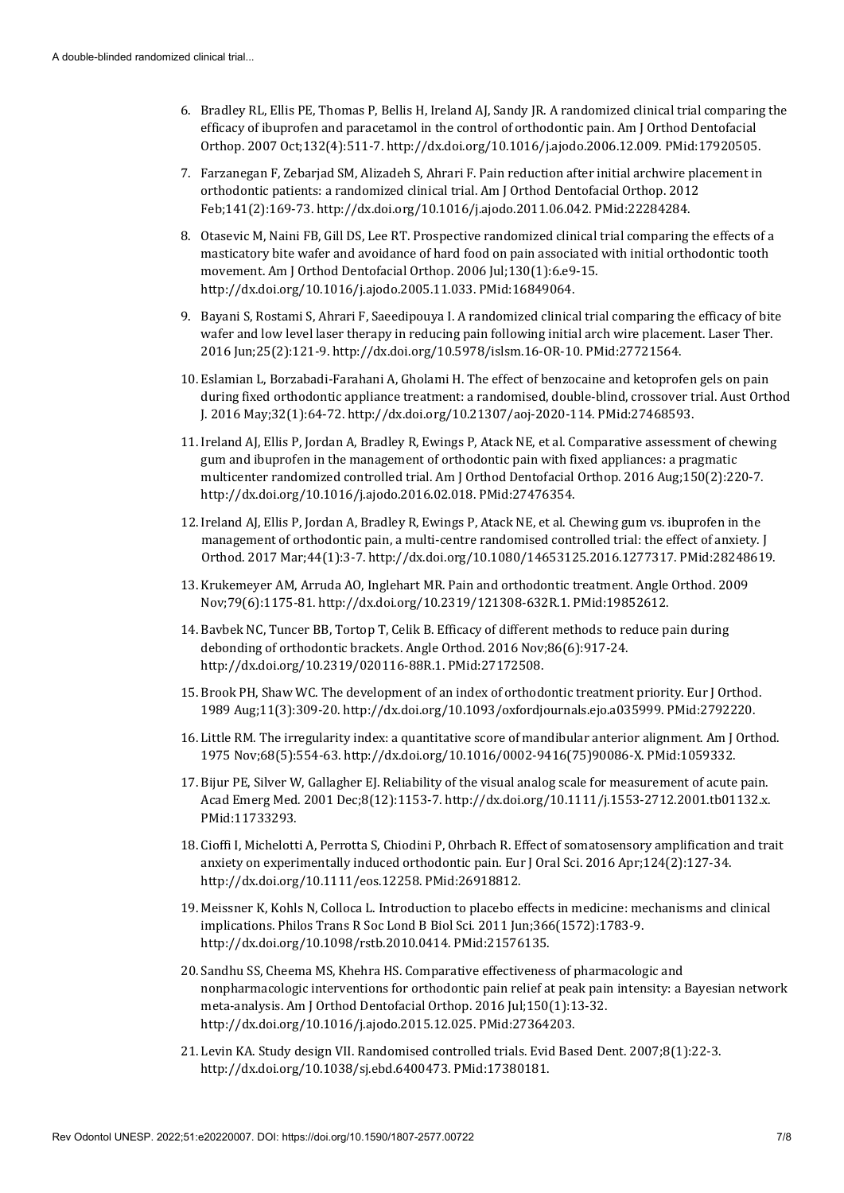6. Bradley RL, Ellis PE, Thomas P, Bellis H, Ireland AJ, Sandy JR. A randomized clinical trial comparing the efficacy of ibuprofen and paracetamol in the control of orthodontic pain. Am J Orthod Dentofacial Orthop. 2007 Oct;132(4):511-7. http://dx.doi.org/10.1016/j.ajodo.2006.12.009. PMid:17920505.
7. Farzanegan F, Zebarjad SM, Alizadeh S, Ahrari F. Pain reduction after initial archwire placement in orthodontic patients: a randomized clinical trial. Am J Orthod Dentofacial Orthop. 2012 Feb;141(2):169-73. http://dx.doi.org/10.1016/j.ajodo.2011.06.042. PMid:22284284.
8. Otasevic M, Naini FB, Gill DS, Lee RT. Prospective randomized clinical trial comparing the effects of a masticatory bite wafer and avoidance of hard food on pain associated with initial orthodontic tooth movement. Am J Orthod Dentofacial Orthop. 2006 Jul;130(1):6.e9-15. http://dx.doi.org/10.1016/j.ajodo.2005.11.033. PMid:16849064.
9. Bayani S, Rostami S, Ahrari F, Saeedipouya I. A randomized clinical trial comparing the efficacy of bite wafer and low level laser therapy in reducing pain following initial arch wire placement. Laser Ther. 2016 Jun;25(2):121-9. http://dx.doi.org/10.5978/islsm.16-OR-10. PMid:27721564.
10. Eslamian L, Borzabadi-Farahani A, Gholami H. The effect of benzocaine and ketoprofen gels on pain during fixed orthodontic appliance treatment: a randomised, double-blind, crossover trial. Aust Orthod J. 2016 May;32(1):64-72. http://dx.doi.org/10.21307/aoj-2020-114. PMid:27468593.
11. Ireland AJ, Ellis P, Jordan A, Bradley R, Ewings P, Atack NE, et al. Comparative assessment of chewing gum and ibuprofen in the management of orthodontic pain with fixed appliances: a pragmatic multicenter randomized controlled trial. Am J Orthod Dentofacial Orthop. 2016 Aug;150(2):220-7. http://dx.doi.org/10.1016/j.ajodo.2016.02.018. PMid:27476354.
12. Ireland AJ, Ellis P, Jordan A, Bradley R, Ewings P, Atack NE, et al. Chewing gum vs. ibuprofen in the management of orthodontic pain, a multi-centre randomised controlled trial: the effect of anxiety. J Orthod. 2017 Mar;44(1):3-7. http://dx.doi.org/10.1080/14653125.2016.1277317. PMid:28248619.
13. Krukemeyer AM, Arruda AO, Inglehart MR. Pain and orthodontic treatment. Angle Orthod. 2009 Nov;79(6):1175-81. http://dx.doi.org/10.2319/121308-632R.1. PMid:19852612.
14. Bavbek NC, Tuncer BB, Tortop T, Celik B. Efficacy of different methods to reduce pain during debonding of orthodontic brackets. Angle Orthod. 2016 Nov;86(6):917-24. http://dx.doi.org/10.2319/020116-88R.1. PMid:27172508.
15. Brook PH, Shaw WC. The development of an index of orthodontic treatment priority. Eur J Orthod. 1989 Aug;11(3):309-20. http://dx.doi.org/10.1093/oxfordjournals.ejo.a035999. PMid:2792220.
16. Little RM. The irregularity index: a quantitative score of mandibular anterior alignment. Am J Orthod. 1975 Nov;68(5):554-63. http://dx.doi.org/10.1016/0002-9416(75)90086-X. PMid:1059332.
17. Bijur PE, Silver W, Gallagher EJ. Reliability of the visual analog scale for measurement of acute pain. Acad Emerg Med. 2001 Dec;8(12):1153-7. http://dx.doi.org/10.1111/j.1553-2712.2001.tb01132.x. PMid:11733293.
18. Cioffi I, Michelotti A, Perrotta S, Chiodini P, Ohrbach R. Effect of somatosensory amplification and trait anxiety on experimentally induced orthodontic pain. Eur J Oral Sci. 2016 Apr;124(2):127-34. http://dx.doi.org/10.1111/eos.12258. PMid:26918812.
19. Meissner K, Kohls N, Colloca L. Introduction to placebo effects in medicine: mechanisms and clinical implications. Philos Trans R Soc Lond B Biol Sci. 2011 Jun;366(1572):1783-9. http://dx.doi.org/10.1098/rstb.2010.0414. PMid:21576135.
20. Sandhu SS, Cheema MS, Khehra HS. Comparative effectiveness of pharmacologic and nonpharmacologic interventions for orthodontic pain relief at peak pain intensity: a Bayesian network meta-analysis. Am J Orthod Dentofacial Orthop. 2016 Jul;150(1):13-32. http://dx.doi.org/10.1016/j.ajodo.2015.12.025. PMid:27364203.
21. Levin KA. Study design VII. Randomised controlled trials. Evid Based Dent. 2007;8(1):22-3. http://dx.doi.org/10.1038/sj.ebd.6400473. PMid:17380181.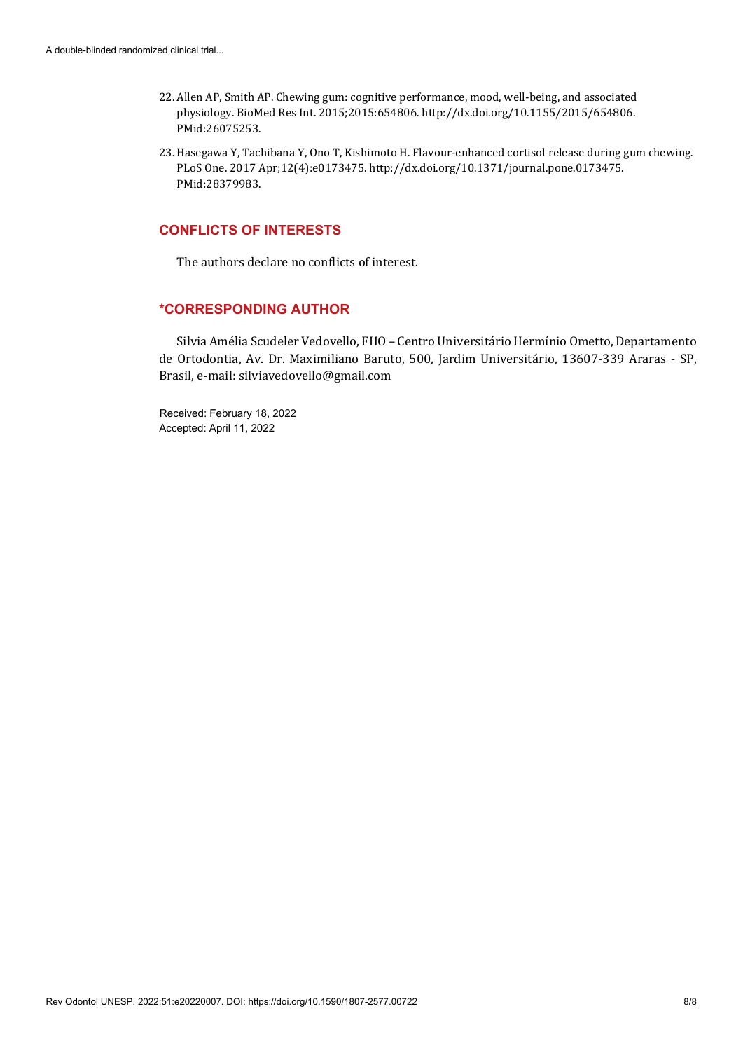22. Allen AP, Smith AP. Chewing gum: cognitive performance, mood, well-being, and associated physiology. BioMed Res Int. 2015;2015:654806. http://dx.doi.org/10.1155/2015/654806. PMid:26075253.
23. Hasegawa Y, Tachibana Y, Ono T, Kishimoto H. Flavour-enhanced cortisol release during gum chewing. PLoS One. 2017 Apr;12(4):e0173475. http://dx.doi.org/10.1371/journal.pone.0173475. PMid:28379983.

## CONFLICTS OF INTERESTS

The authors declare no conflicts of interest.

## *CORRESPONDING AUTHOR

Silvia Amélia Scudeler Vedovello, FHO – Centro Universitário Hermínio Ometto, Departamento de Ortodontia, Av. Dr. Maximiliano Baruto, 500, Jardim Universitário, 13607-339 Araras - SP, Brasil, e-mail: silviavedovello@gmail.com

Received: February 18, 2022
Accepted: April 11, 2022